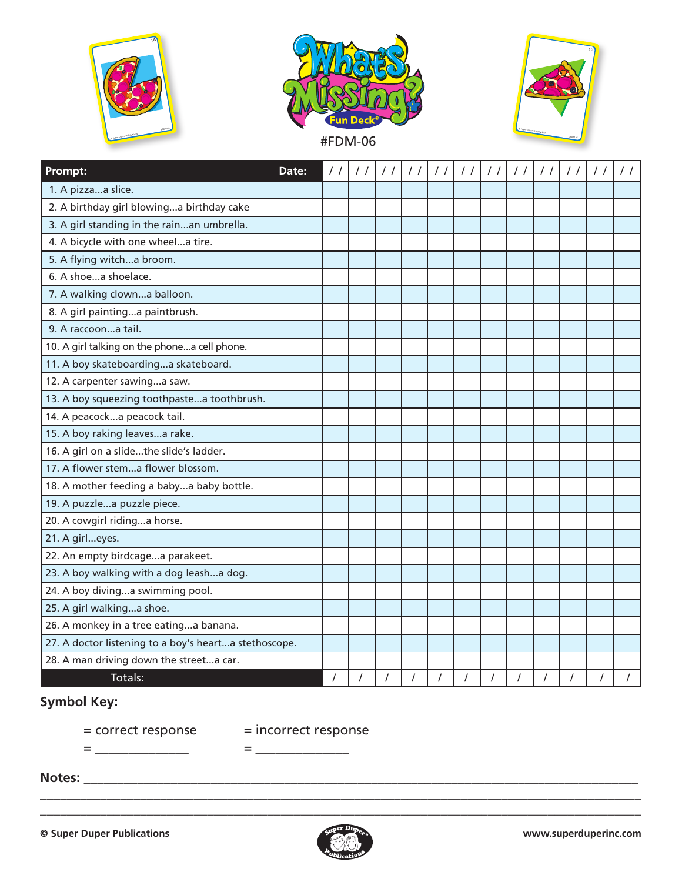# What's Missing? Fun Deck®

#FDM-06

| Prompt: Date: | / / | / / | / / | / / | / / | / / | / / | / / | / / | / / | / / | / / |
|---|---|---|---|---|---|---|---|---|---|---|---|---|
| 1. A pizza...a slice. | | | | | | | | | | | | |
| 2. A birthday girl blowing...a birthday cake | | | | | | | | | | | | |
| 3. A girl standing in the rain...an umbrella. | | | | | | | | | | | | |
| 4. A bicycle with one wheel...a tire. | | | | | | | | | | | | |
| 5. A flying witch...a broom. | | | | | | | | | | | | |
| 6. A shoe...a shoelace. | | | | | | | | | | | | |
| 7. A walking clown...a balloon. | | | | | | | | | | | | |
| 8. A girl painting...a paintbrush. | | | | | | | | | | | | |
| 9. A raccoon...a tail. | | | | | | | | | | | | |
| 10. A girl talking on the phone...a cell phone. | | | | | | | | | | | | |
| 11. A boy skateboarding...a skateboard. | | | | | | | | | | | | |
| 12. A carpenter sawing...a saw. | | | | | | | | | | | | |
| 13. A boy squeezing toothpaste...a toothbrush. | | | | | | | | | | | | |
| 14. A peacock...a peacock tail. | | | | | | | | | | | | |
| 15. A boy raking leaves...a rake. | | | | | | | | | | | | |
| 16. A girl on a slide...the slide's ladder. | | | | | | | | | | | | |
| 17. A flower stem...a flower blossom. | | | | | | | | | | | | |
| 18. A mother feeding a baby...a baby bottle. | | | | | | | | | | | | |
| 19. A puzzle...a puzzle piece. | | | | | | | | | | | | |
| 20. A cowgirl riding...a horse. | | | | | | | | | | | | |
| 21. A girl...eyes. | | | | | | | | | | | | |
| 22. An empty birdcage...a parakeet. | | | | | | | | | | | | |
| 23. A boy walking with a dog leash...a dog. | | | | | | | | | | | | |
| 24. A boy diving...a swimming pool. | | | | | | | | | | | | |
| 25. A girl walking...a shoe. | | | | | | | | | | | | |
| 26. A monkey in a tree eating...a banana. | | | | | | | | | | | | |
| 27. A doctor listening to a boy's heart...a stethoscope. | | | | | | | | | | | | |
| 28. A man driving down the street...a car. | | | | | | | | | | | | |
| Totals: | / | / | / | / | / | / | / | / | / | / | / | / |

**Symbol Key:**

= correct response = incorrect response

= _______________ = _______________

**Notes:** ____________________________________________________________

____________________________________________________________

____________________________________________________________

**© Super Duper Publications** **www.superduperinc.com**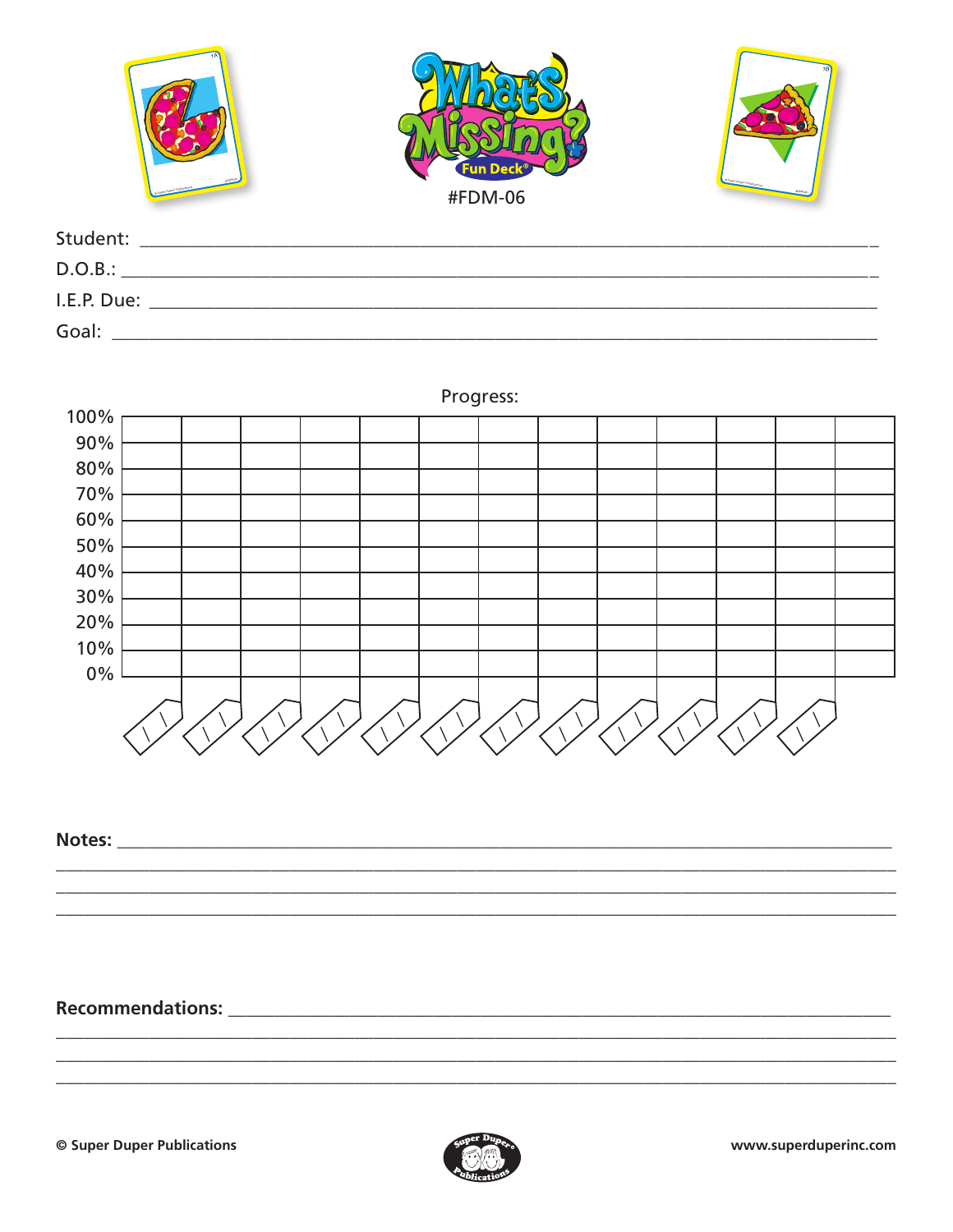What's Missing? Fun Deck®

#FDM-06

Student: ___________________________________________

D.O.B.: ___________________________________________

I.E.P. Due: ___________________________________________

Goal: ___________________________________________

Progress:

100%
90%
80%
70%
60%
50%
40%
30%
20%
10%
0%

**Notes:** ___________________________________________

___________________________________________

___________________________________________

___________________________________________

**Recommendations:** ___________________________________________

___________________________________________

___________________________________________

___________________________________________

**© Super Duper Publications** **www.superduperinc.com**